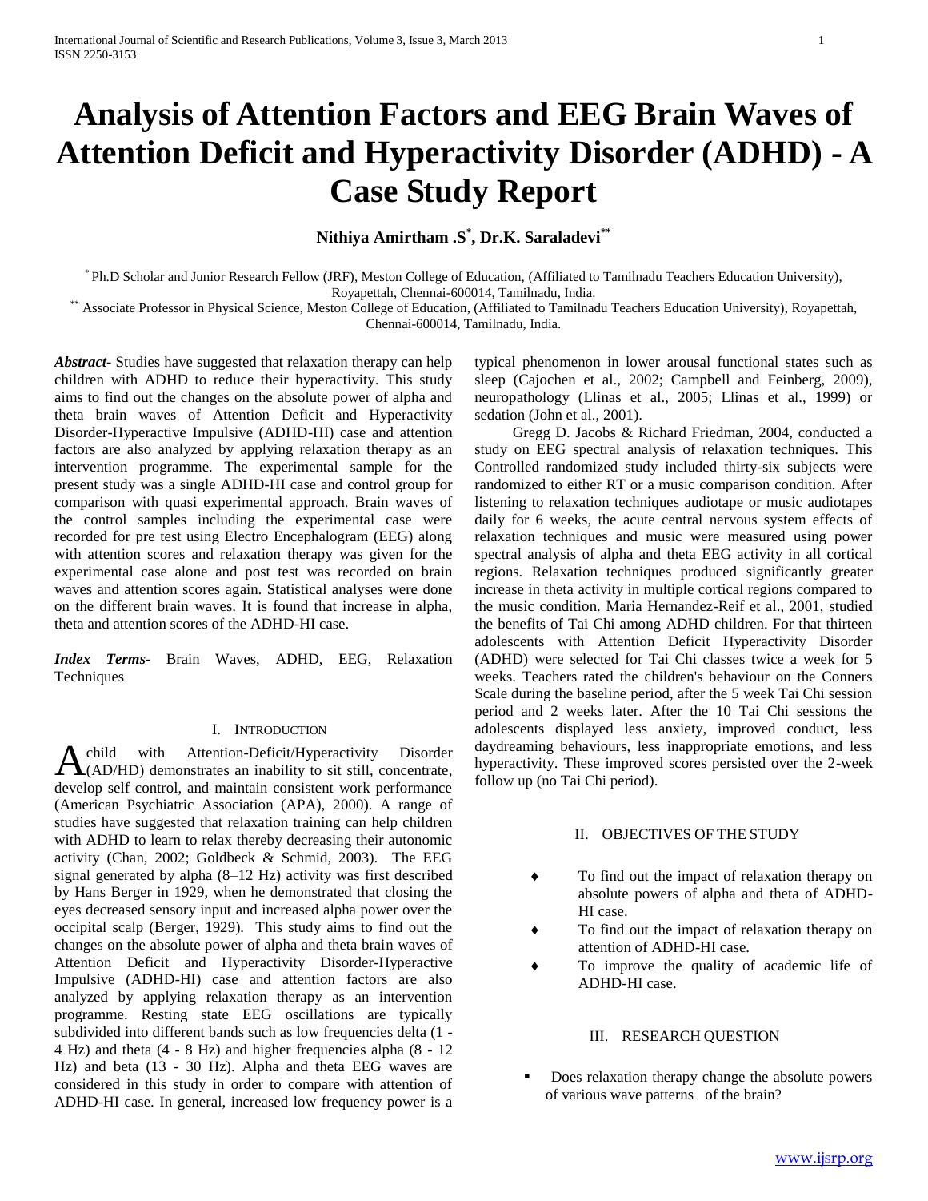# Analysis of Attention Factors and EEG Brain Waves of Attention Deficit and Hyperactivity Disorder (ADHD) - A Case Study Report

**Nithiya Amirtham .S[*], Dr.K. Saraladevi[**]**

[*] Ph.D Scholar and Junior Research Fellow (JRF), Meston College of Education, (Affiliated to Tamilnadu Teachers Education University), Royapettah, Chennai-600014, Tamilnadu, India.

[**] Associate Professor in Physical Science, Meston College of Education, (Affiliated to Tamilnadu Teachers Education University), Royapettah, Chennai-600014, Tamilnadu, India.

***Abstract***- Studies have suggested that relaxation therapy can help children with ADHD to reduce their hyperactivity. This study aims to find out the changes on the absolute power of alpha and theta brain waves of Attention Deficit and Hyperactivity Disorder-Hyperactive Impulsive (ADHD-HI) case and attention factors are also analyzed by applying relaxation therapy as an intervention programme. The experimental sample for the present study was a single ADHD-HI case and control group for comparison with quasi experimental approach. Brain waves of the control samples including the experimental case were recorded for pre test using Electro Encephalogram (EEG) along with attention scores and relaxation therapy was given for the experimental case alone and post test was recorded on brain waves and attention scores again. Statistical analyses were done on the different brain waves. It is found that increase in alpha, theta and attention scores of the ADHD-HI case.

***Index Terms***- Brain Waves, ADHD, EEG, Relaxation Techniques

## I. Introduction

A child with Attention-Deficit/Hyperactivity Disorder (AD/HD) demonstrates an inability to sit still, concentrate, develop self control, and maintain consistent work performance (American Psychiatric Association (APA), 2000). A range of studies have suggested that relaxation training can help children with ADHD to learn to relax thereby decreasing their autonomic activity (Chan, 2002; Goldbeck & Schmid, 2003). The EEG signal generated by alpha (8–12 Hz) activity was first described by Hans Berger in 1929, when he demonstrated that closing the eyes decreased sensory input and increased alpha power over the occipital scalp (Berger, 1929). This study aims to find out the changes on the absolute power of alpha and theta brain waves of Attention Deficit and Hyperactivity Disorder-Hyperactive Impulsive (ADHD-HI) case and attention factors are also analyzed by applying relaxation therapy as an intervention programme. Resting state EEG oscillations are typically subdivided into different bands such as low frequencies delta (1 - 4 Hz) and theta (4 - 8 Hz) and higher frequencies alpha (8 - 12 Hz) and beta (13 - 30 Hz). Alpha and theta EEG waves are considered in this study in order to compare with attention of ADHD-HI case. In general, increased low frequency power is a typical phenomenon in lower arousal functional states such as sleep (Cajochen et al., 2002; Campbell and Feinberg, 2009), neuropathology (Llinas et al., 2005; Llinas et al., 1999) or sedation (John et al., 2001).

Gregg D. Jacobs & Richard Friedman, 2004, conducted a study on EEG spectral analysis of relaxation techniques. This Controlled randomized study included thirty-six subjects were randomized to either RT or a music comparison condition. After listening to relaxation techniques audiotape or music audiotapes daily for 6 weeks, the acute central nervous system effects of relaxation techniques and music were measured using power spectral analysis of alpha and theta EEG activity in all cortical regions. Relaxation techniques produced significantly greater increase in theta activity in multiple cortical regions compared to the music condition. Maria Hernandez-Reif et al., 2001, studied the benefits of Tai Chi among ADHD children. For that thirteen adolescents with Attention Deficit Hyperactivity Disorder (ADHD) were selected for Tai Chi classes twice a week for 5 weeks. Teachers rated the children's behaviour on the Conners Scale during the baseline period, after the 5 week Tai Chi session period and 2 weeks later. After the 10 Tai Chi sessions the adolescents displayed less anxiety, improved conduct, less daydreaming behaviours, less inappropriate emotions, and less hyperactivity. These improved scores persisted over the 2-week follow up (no Tai Chi period).

## II. Objectives of the Study

- To find out the impact of relaxation therapy on absolute powers of alpha and theta of ADHD-HI case.
- To find out the impact of relaxation therapy on attention of ADHD-HI case.
- To improve the quality of academic life of ADHD-HI case.

## III. Research Question

- Does relaxation therapy change the absolute powers of various wave patterns of the brain?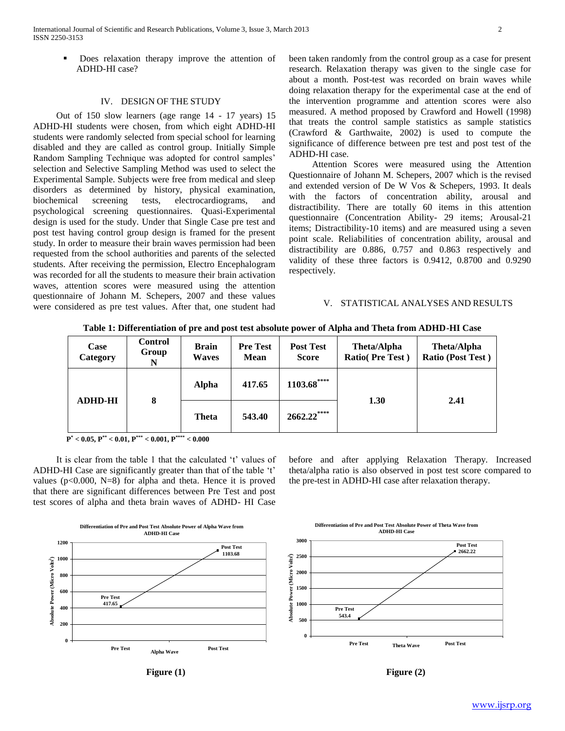- Does relaxation therapy improve the attention of ADHD-HI case?

## IV. DESIGN OF THE STUDY

Out of 150 slow learners (age range 14 - 17 years) 15 ADHD-HI students were chosen, from which eight ADHD-HI students were randomly selected from special school for learning disabled and they are called as control group. Initially Simple Random Sampling Technique was adopted for control samples' selection and Selective Sampling Method was used to select the Experimental Sample. Subjects were free from medical and sleep disorders as determined by history, physical examination, biochemical screening tests, electrocardiograms, and psychological screening questionnaires. Quasi-Experimental design is used for the study. Under that Single Case pre test and post test having control group design is framed for the present study. In order to measure their brain waves permission had been requested from the school authorities and parents of the selected students. After receiving the permission, Electro Encephalogram was recorded for all the students to measure their brain activation waves, attention scores were measured using the attention questionnaire of Johann M. Schepers, 2007 and these values were considered as pre test values. After that, one student had been taken randomly from the control group as a case for present research. Relaxation therapy was given to the single case for about a month. Post-test was recorded on brain waves while doing relaxation therapy for the experimental case at the end of the intervention programme and attention scores were also measured. A method proposed by Crawford and Howell (1998) that treats the control sample statistics as sample statistics (Crawford & Garthwaite, 2002) is used to compute the significance of difference between pre test and post test of the ADHD-HI case.

Attention Scores were measured using the Attention Questionnaire of Johann M. Schepers, 2007 which is the revised and extended version of De W Vos & Schepers, 1993. It deals with the factors of concentration ability, arousal and distractibility. There are totally 60 items in this attention questionnaire (Concentration Ability- 29 items; Arousal-21 items; Distractibility-10 items) and are measured using a seven point scale. Reliabilities of concentration ability, arousal and distractibility are 0.886, 0.757 and 0.863 respectively and validity of these three factors is 0.9412, 0.8700 and 0.9290 respectively.

## V. STATISTICAL ANALYSES AND RESULTS

**Table 1: Differentiation of pre and post test absolute power of Alpha and Theta from ADHD-HI Case**

| Case Category | Control Group N | Brain Waves | Pre Test Mean | Post Test Score | Theta/Alpha Ratio( Pre Test ) | Theta/Alpha Ratio (Post Test ) |
|---|---|---|---|---|---|---|
| ADHD-HI | 8 | Alpha | 417.65 | 1103.68**** | 1.30 | 2.41 |
| | | Theta | 543.40 | 2662.22**** | | |

$P^{*} < 0.05$, $P^{**} < 0.01$, $P^{***} < 0.001$, $P^{****} < 0.000$

It is clear from the table 1 that the calculated 't' values of ADHD-HI Case are significantly greater than that of the table 't' values ($p<0.000$, N=8) for alpha and theta. Hence it is proved that there are significant differences between Pre Test and post test scores of alpha and theta brain waves of ADHD- HI Case before and after applying Relaxation Therapy. Increased theta/alpha ratio is also observed in post test score compared to the pre-test in ADHD-HI case after relaxation therapy.

**Differentiation of Pre and Post Test Absolute Power of Alpha Wave from ADHD-HI Case**

Figure (1)

**Differentiation of Pre and Post Test Absolute Power of Theta Wave from ADHD-HI Case**

Figure (2)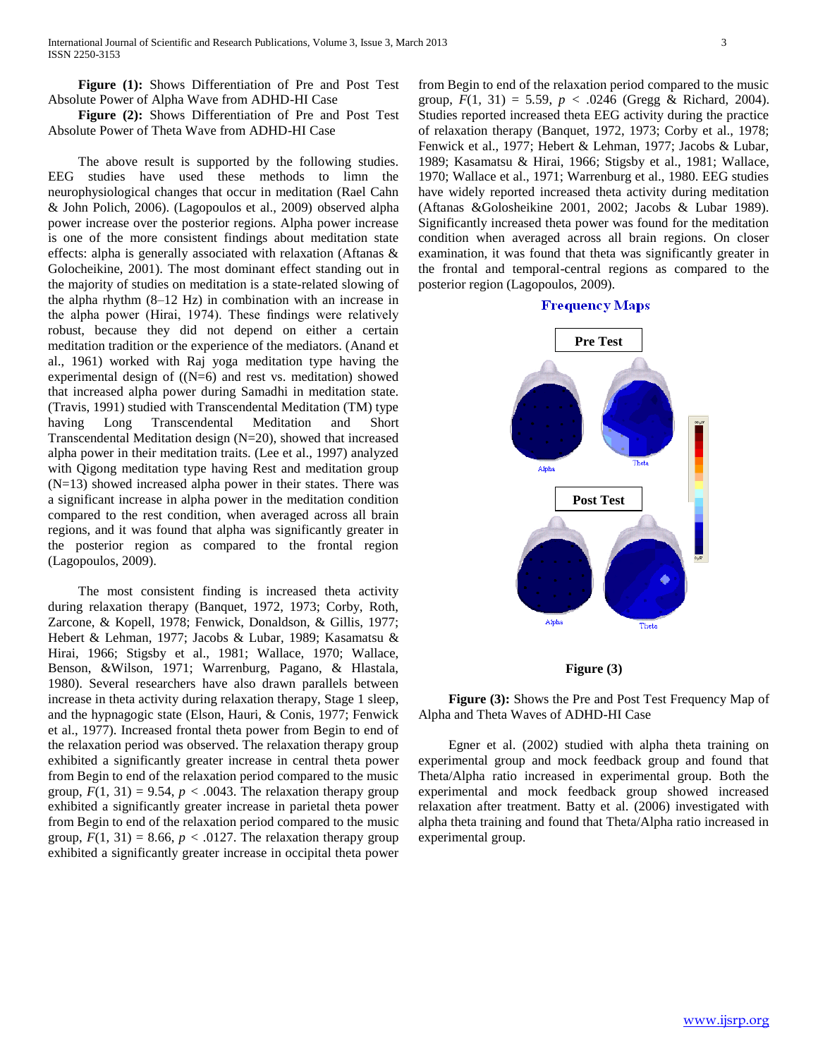**Figure (1):** Shows Differentiation of Pre and Post Test Absolute Power of Alpha Wave from ADHD-HI Case

**Figure (2):** Shows Differentiation of Pre and Post Test Absolute Power of Theta Wave from ADHD-HI Case

The above result is supported by the following studies. EEG studies have used these methods to limn the neurophysiological changes that occur in meditation (Rael Cahn & John Polich, 2006). (Lagopoulos et al., 2009) observed alpha power increase over the posterior regions. Alpha power increase is one of the more consistent findings about meditation state effects: alpha is generally associated with relaxation (Aftanas & Golocheikine, 2001). The most dominant effect standing out in the majority of studies on meditation is a state-related slowing of the alpha rhythm (8–12 Hz) in combination with an increase in the alpha power (Hirai, 1974). These findings were relatively robust, because they did not depend on either a certain meditation tradition or the experience of the mediators. (Anand et al., 1961) worked with Raj yoga meditation type having the experimental design of ((N=6) and rest vs. meditation) showed that increased alpha power during Samadhi in meditation state. (Travis, 1991) studied with Transcendental Meditation (TM) type having Long Transcendental Meditation and Short Transcendental Meditation design (N=20), showed that increased alpha power in their meditation traits. (Lee et al., 1997) analyzed with Qigong meditation type having Rest and meditation group (N=13) showed increased alpha power in their states. There was a significant increase in alpha power in the meditation condition compared to the rest condition, when averaged across all brain regions, and it was found that alpha was significantly greater in the posterior region as compared to the frontal region (Lagopoulos, 2009).

The most consistent finding is increased theta activity during relaxation therapy (Banquet, 1972, 1973; Corby, Roth, Zarcone, & Kopell, 1978; Fenwick, Donaldson, & Gillis, 1977; Hebert & Lehman, 1977; Jacobs & Lubar, 1989; Kasamatsu & Hirai, 1966; Stigsby et al., 1981; Wallace, 1970; Wallace, Benson, &Wilson, 1971; Warrenburg, Pagano, & Hlastala, 1980). Several researchers have also drawn parallels between increase in theta activity during relaxation therapy, Stage 1 sleep, and the hypnagogic state (Elson, Hauri, & Conis, 1977; Fenwick et al., 1977). Increased frontal theta power from Begin to end of the relaxation period was observed. The relaxation therapy group exhibited a significantly greater increase in central theta power from Begin to end of the relaxation period compared to the music group, $F(1, 31) = 9.54$, $p < .0043$. The relaxation therapy group exhibited a significantly greater increase in parietal theta power from Begin to end of the relaxation period compared to the music group, $F(1, 31) = 8.66$, $p < .0127$. The relaxation therapy group exhibited a significantly greater increase in occipital theta power from Begin to end of the relaxation period compared to the music group, $F(1, 31) = 5.59$, $p < .0246$ (Gregg & Richard, 2004). Studies reported increased theta EEG activity during the practice of relaxation therapy (Banquet, 1972, 1973; Corby et al., 1978; Fenwick et al., 1977; Hebert & Lehman, 1977; Jacobs & Lubar, 1989; Kasamatsu & Hirai, 1966; Stigsby et al., 1981; Wallace, 1970; Wallace et al., 1971; Warrenburg et al., 1980. EEG studies have widely reported increased theta activity during meditation (Aftanas &Golosheikine 2001, 2002; Jacobs & Lubar 1989). Significantly increased theta power was found for the meditation condition when averaged across all brain regions. On closer examination, it was found that theta was significantly greater in the frontal and temporal-central regions as compared to the posterior region (Lagopoulos, 2009).

**Frequency Maps**

**Figure (3)**

**Figure (3):** Shows the Pre and Post Test Frequency Map of Alpha and Theta Waves of ADHD-HI Case

Egner et al. (2002) studied with alpha theta training on experimental group and mock feedback group and found that Theta/Alpha ratio increased in experimental group. Both the experimental and mock feedback group showed increased relaxation after treatment. Batty et al. (2006) investigated with alpha theta training and found that Theta/Alpha ratio increased in experimental group.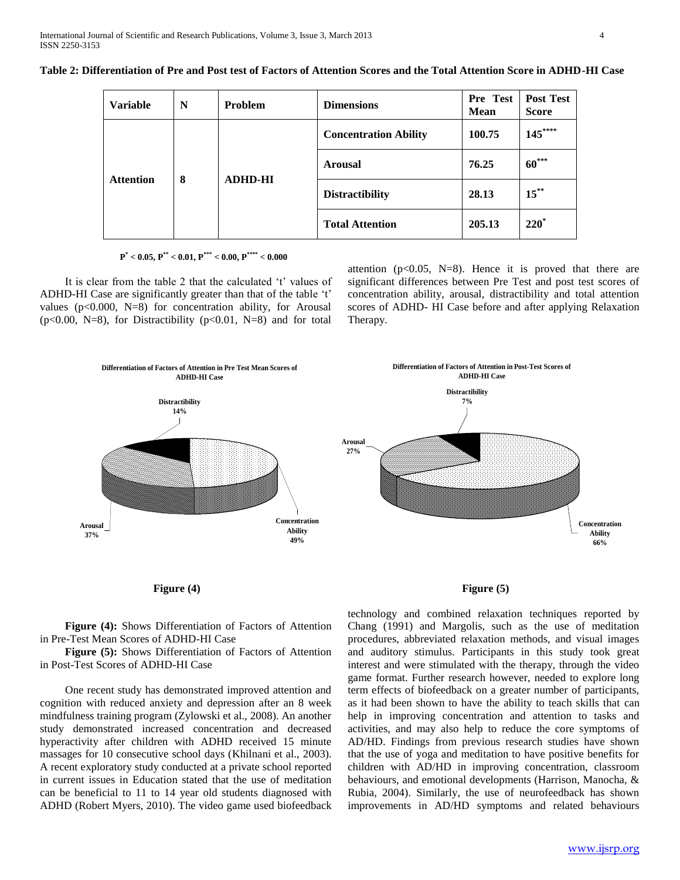**Table 2: Differentiation of Pre and Post test of Factors of Attention Scores and the Total Attention Score in ADHD-HI Case**

| Variable | N | Problem | Dimensions | Pre Test Mean | Post Test Score |
|---|---|---|---|---|---|
| Attention | 8 | ADHD-HI | Concentration Ability | 100.75 | $145^{****}$ |
| | | | Arousal | 76.25 | $60^{***}$ |
| | | | Distractibility | 28.13 | $15^{**}$ |
| | | | Total Attention | 205.13 | $220^{*}$ |

$P^{*} < 0.05, P^{**} < 0.01, P^{***} < 0.00, P^{****} < 0.000$

It is clear from the table 2 that the calculated 't' values of ADHD-HI Case are significantly greater than that of the table 't' values ($p<0.000$, N=8) for concentration ability, for Arousal ($p<0.00$, N=8), for Distractibility ($p<0.01$, N=8) and for total attention ($p<0.05$, N=8). Hence it is proved that there are significant differences between Pre Test and post test scores of concentration ability, arousal, distractibility and total attention scores of ADHD- HI Case before and after applying Relaxation Therapy.

**Differentiation of Factors of Attention in Pre Test Mean Scores of ADHD-HI Case**

Distractibility 14%; Arousal 37%; Concentration Ability 49%

**Figure (4)**

**Differentiation of Factors of Attention in Post-Test Scores of ADHD-HI Case**

Distractibility 7%; Arousal 27%; Concentration Ability 66%

**Figure (5)**

**Figure (4):** Shows Differentiation of Factors of Attention in Pre-Test Mean Scores of ADHD-HI Case

**Figure (5):** Shows Differentiation of Factors of Attention in Post-Test Scores of ADHD-HI Case

One recent study has demonstrated improved attention and cognition with reduced anxiety and depression after an 8 week mindfulness training program (Zylowski et al., 2008). An another study demonstrated increased concentration and decreased hyperactivity after children with ADHD received 15 minute massages for 10 consecutive school days (Khilnani et al., 2003). A recent exploratory study conducted at a private school reported in current issues in Education stated that the use of meditation can be beneficial to 11 to 14 year old students diagnosed with ADHD (Robert Myers, 2010). The video game used biofeedback technology and combined relaxation techniques reported by Chang (1991) and Margolis, such as the use of meditation procedures, abbreviated relaxation methods, and visual images and auditory stimulus. Participants in this study took great interest and were stimulated with the therapy, through the video game format. Further research however, needed to explore long term effects of biofeedback on a greater number of participants, as it had been shown to have the ability to teach skills that can help in improving concentration and attention to tasks and activities, and may also help to reduce the core symptoms of AD/HD. Findings from previous research studies have shown that the use of yoga and meditation to have positive benefits for children with AD/HD in improving concentration, classroom behaviours, and emotional developments (Harrison, Manocha, & Rubia, 2004). Similarly, the use of neurofeedback has shown improvements in AD/HD symptoms and related behaviours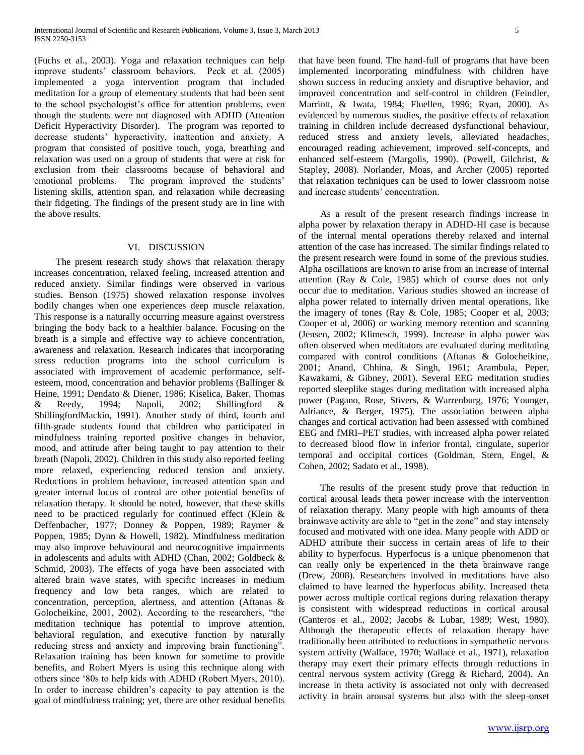(Fuchs et al., 2003). Yoga and relaxation techniques can help improve students' classroom behaviors. Peck et al. (2005) implemented a yoga intervention program that included meditation for a group of elementary students that had been sent to the school psychologist's office for attention problems, even though the students were not diagnosed with ADHD (Attention Deficit Hyperactivity Disorder). The program was reported to decrease students' hyperactivity, inattention and anxiety. A program that consisted of positive touch, yoga, breathing and relaxation was used on a group of students that were at risk for exclusion from their classrooms because of behavioral and emotional problems. The program improved the students' listening skills, attention span, and relaxation while decreasing their fidgeting. The findings of the present study are in line with the above results.

## VI. DISCUSSION

The present research study shows that relaxation therapy increases concentration, relaxed feeling, increased attention and reduced anxiety. Similar findings were observed in various studies. Benson (1975) showed relaxation response involves bodily changes when one experiences deep muscle relaxation. This response is a naturally occurring measure against overstress bringing the body back to a healthier balance. Focusing on the breath is a simple and effective way to achieve concentration, awareness and relaxation. Research indicates that incorporating stress reduction programs into the school curriculum is associated with improvement of academic performance, self-esteem, mood, concentration and behavior problems (Ballinger & Heine, 1991; Dendato & Diener, 1986; Kiselica, Baker, Thomas & Reedy, 1994; Napoli, 2002; Shillingford & ShillingfordMackin, 1991). Another study of third, fourth and fifth-grade students found that children who participated in mindfulness training reported positive changes in behavior, mood, and attitude after being taught to pay attention to their breath (Napoli, 2002). Children in this study also reported feeling more relaxed, experiencing reduced tension and anxiety. Reductions in problem behaviour, increased attention span and greater internal locus of control are other potential benefits of relaxation therapy. It should be noted, however, that these skills need to be practiced regularly for continued effect (Klein & Deffenbacher, 1977; Donney & Poppen, 1989; Raymer & Poppen, 1985; Dynn & Howell, 1982). Mindfulness meditation may also improve behavioural and neurocognitive impairments in adolescents and adults with ADHD (Chan, 2002; Goldbeck & Schmid, 2003). The effects of yoga have been associated with altered brain wave states, with specific increases in medium frequency and low beta ranges, which are related to concentration, perception, alertness, and attention (Aftanas & Golocheikine, 2001, 2002). According to the researchers, "the meditation technique has potential to improve attention, behavioral regulation, and executive function by naturally reducing stress and anxiety and improving brain functioning". Relaxation training has been known for sometime to provide benefits, and Robert Myers is using this technique along with others since '80s to help kids with ADHD (Robert Myers, 2010). In order to increase children's capacity to pay attention is the goal of mindfulness training; yet, there are other residual benefits that have been found. The hand-full of programs that have been implemented incorporating mindfulness with children have shown success in reducing anxiety and disruptive behavior, and improved concentration and self-control in children (Feindler, Marriott, & Iwata, 1984; Fluellen, 1996; Ryan, 2000). As evidenced by numerous studies, the positive effects of relaxation training in children include decreased dysfunctional behaviour, reduced stress and anxiety levels, alleviated headaches, encouraged reading achievement, improved self-concepts, and enhanced self-esteem (Margolis, 1990). (Powell, Gilchrist, & Stapley, 2008). Norlander, Moas, and Archer (2005) reported that relaxation techniques can be used to lower classroom noise and increase students' concentration.

As a result of the present research findings increase in alpha power by relaxation therapy in ADHD-HI case is because of the internal mental operations thereby relaxed and internal attention of the case has increased. The similar findings related to the present research were found in some of the previous studies. Alpha oscillations are known to arise from an increase of internal attention (Ray & Cole, 1985) which of course does not only occur due to meditation. Various studies showed an increase of alpha power related to internally driven mental operations, like the imagery of tones (Ray & Cole, 1985; Cooper et al, 2003; Cooper et al, 2006) or working memory retention and scanning (Jensen, 2002; Klimesch, 1999). Increase in alpha power was often observed when meditators are evaluated during meditating compared with control conditions (Aftanas & Golocheikine, 2001; Anand, Chhina, & Singh, 1961; Arambula, Peper, Kawakami, & Gibney, 2001). Several EEG meditation studies reported sleeplike stages during meditation with increased alpha power (Pagano, Rose, Stivers, & Warrenburg, 1976; Younger, Adriance, & Berger, 1975). The association between alpha changes and cortical activation had been assessed with combined EEG and fMRI–PET studies, with increased alpha power related to decreased blood flow in inferior frontal, cingulate, superior temporal and occipital cortices (Goldman, Stern, Engel, & Cohen, 2002; Sadato et al., 1998).

The results of the present study prove that reduction in cortical arousal leads theta power increase with the intervention of relaxation therapy. Many people with high amounts of theta brainwave activity are able to "get in the zone" and stay intensely focused and motivated with one idea. Many people with ADD or ADHD attribute their success in certain areas of life to their ability to hyperfocus. Hyperfocus is a unique phenomenon that can really only be experienced in the theta brainwave range (Drew, 2008). Researchers involved in meditations have also claimed to have learned the hyperfocus ability. Increased theta power across multiple cortical regions during relaxation therapy is consistent with widespread reductions in cortical arousal (Canteros et al., 2002; Jacobs & Lubar, 1989; West, 1980). Although the therapeutic effects of relaxation therapy have traditionally been attributed to reductions in sympathetic nervous system activity (Wallace, 1970; Wallace et al., 1971), relaxation therapy may exert their primary effects through reductions in central nervous system activity (Gregg & Richard, 2004). An increase in theta activity is associated not only with decreased activity in brain arousal systems but also with the sleep-onset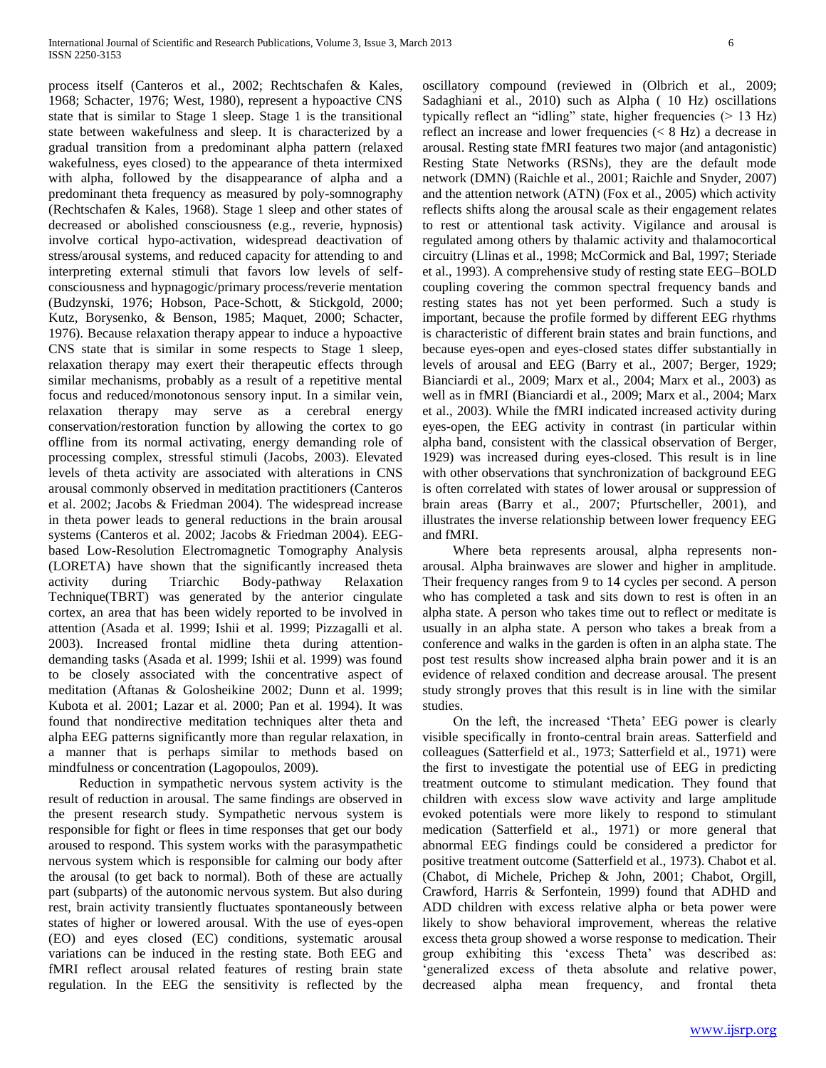process itself (Canteros et al., 2002; Rechtschafen & Kales, 1968; Schacter, 1976; West, 1980), represent a hypoactive CNS state that is similar to Stage 1 sleep. Stage 1 is the transitional state between wakefulness and sleep. It is characterized by a gradual transition from a predominant alpha pattern (relaxed wakefulness, eyes closed) to the appearance of theta intermixed with alpha, followed by the disappearance of alpha and a predominant theta frequency as measured by poly-somnography (Rechtschafen & Kales, 1968). Stage 1 sleep and other states of decreased or abolished consciousness (e.g., reverie, hypnosis) involve cortical hypo-activation, widespread deactivation of stress/arousal systems, and reduced capacity for attending to and interpreting external stimuli that favors low levels of self-consciousness and hypnagogic/primary process/reverie mentation (Budzynski, 1976; Hobson, Pace-Schott, & Stickgold, 2000; Kutz, Borysenko, & Benson, 1985; Maquet, 2000; Schacter, 1976). Because relaxation therapy appear to induce a hypoactive CNS state that is similar in some respects to Stage 1 sleep, relaxation therapy may exert their therapeutic effects through similar mechanisms, probably as a result of a repetitive mental focus and reduced/monotonous sensory input. In a similar vein, relaxation therapy may serve as a cerebral energy conservation/restoration function by allowing the cortex to go offline from its normal activating, energy demanding role of processing complex, stressful stimuli (Jacobs, 2003). Elevated levels of theta activity are associated with alterations in CNS arousal commonly observed in meditation practitioners (Canteros et al. 2002; Jacobs & Friedman 2004). The widespread increase in theta power leads to general reductions in the brain arousal systems (Canteros et al. 2002; Jacobs & Friedman 2004). EEG-based Low-Resolution Electromagnetic Tomography Analysis (LORETA) have shown that the significantly increased theta activity during Triarchic Body-pathway Relaxation Technique(TBRT) was generated by the anterior cingulate cortex, an area that has been widely reported to be involved in attention (Asada et al. 1999; Ishii et al. 1999; Pizzagalli et al. 2003). Increased frontal midline theta during attention-demanding tasks (Asada et al. 1999; Ishii et al. 1999) was found to be closely associated with the concentrative aspect of meditation (Aftanas & Golosheikine 2002; Dunn et al. 1999; Kubota et al. 2001; Lazar et al. 2000; Pan et al. 1994). It was found that nondirective meditation techniques alter theta and alpha EEG patterns significantly more than regular relaxation, in a manner that is perhaps similar to methods based on mindfulness or concentration (Lagopoulos, 2009).

Reduction in sympathetic nervous system activity is the result of reduction in arousal. The same findings are observed in the present research study. Sympathetic nervous system is responsible for fight or flees in time responses that get our body aroused to respond. This system works with the parasympathetic nervous system which is responsible for calming our body after the arousal (to get back to normal). Both of these are actually part (subparts) of the autonomic nervous system. But also during rest, brain activity transiently fluctuates spontaneously between states of higher or lowered arousal. With the use of eyes-open (EO) and eyes closed (EC) conditions, systematic arousal variations can be induced in the resting state. Both EEG and fMRI reflect arousal related features of resting brain state regulation. In the EEG the sensitivity is reflected by the oscillatory compound (reviewed in (Olbrich et al., 2009; Sadaghiani et al., 2010) such as Alpha ( 10 Hz) oscillations typically reflect an "idling" state, higher frequencies (> 13 Hz) reflect an increase and lower frequencies (< 8 Hz) a decrease in arousal. Resting state fMRI features two major (and antagonistic) Resting State Networks (RSNs), they are the default mode network (DMN) (Raichle et al., 2001; Raichle and Snyder, 2007) and the attention network (ATN) (Fox et al., 2005) which activity reflects shifts along the arousal scale as their engagement relates to rest or attentional task activity. Vigilance and arousal is regulated among others by thalamic activity and thalamocortical circuitry (Llinas et al., 1998; McCormick and Bal, 1997; Steriade et al., 1993). A comprehensive study of resting state EEG–BOLD coupling covering the common spectral frequency bands and resting states has not yet been performed. Such a study is important, because the profile formed by different EEG rhythms is characteristic of different brain states and brain functions, and because eyes-open and eyes-closed states differ substantially in levels of arousal and EEG (Barry et al., 2007; Berger, 1929; Bianciardi et al., 2009; Marx et al., 2004; Marx et al., 2003) as well as in fMRI (Bianciardi et al., 2009; Marx et al., 2004; Marx et al., 2003). While the fMRI indicated increased activity during eyes-open, the EEG activity in contrast (in particular within alpha band, consistent with the classical observation of Berger, 1929) was increased during eyes-closed. This result is in line with other observations that synchronization of background EEG is often correlated with states of lower arousal or suppression of brain areas (Barry et al., 2007; Pfurtscheller, 2001), and illustrates the inverse relationship between lower frequency EEG and fMRI.

Where beta represents arousal, alpha represents non-arousal. Alpha brainwaves are slower and higher in amplitude. Their frequency ranges from 9 to 14 cycles per second. A person who has completed a task and sits down to rest is often in an alpha state. A person who takes time out to reflect or meditate is usually in an alpha state. A person who takes a break from a conference and walks in the garden is often in an alpha state. The post test results show increased alpha brain power and it is an evidence of relaxed condition and decrease arousal. The present study strongly proves that this result is in line with the similar studies.

On the left, the increased 'Theta' EEG power is clearly visible specifically in fronto-central brain areas. Satterfield and colleagues (Satterfield et al., 1973; Satterfield et al., 1971) were the first to investigate the potential use of EEG in predicting treatment outcome to stimulant medication. They found that children with excess slow wave activity and large amplitude evoked potentials were more likely to respond to stimulant medication (Satterfield et al., 1971) or more general that abnormal EEG findings could be considered a predictor for positive treatment outcome (Satterfield et al., 1973). Chabot et al. (Chabot, di Michele, Prichep & John, 2001; Chabot, Orgill, Crawford, Harris & Serfontein, 1999) found that ADHD and ADD children with excess relative alpha or beta power were likely to show behavioral improvement, whereas the relative excess theta group showed a worse response to medication. Their group exhibiting this 'excess Theta' was described as: 'generalized excess of theta absolute and relative power, decreased alpha mean frequency, and frontal theta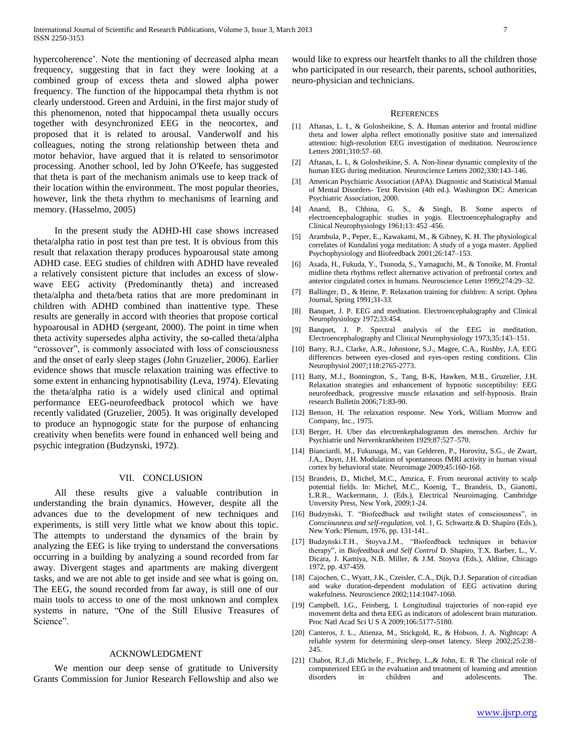hypercoherence'. Note the mentioning of decreased alpha mean frequency, suggesting that in fact they were looking at a combined group of excess theta and slowed alpha power frequency. The function of the hippocampal theta rhythm is not clearly understood. Green and Arduini, in the first major study of this phenomenon, noted that hippocampal theta usually occurs together with desynchronized EEG in the neocortex, and proposed that it is related to arousal. Vanderwolf and his colleagues, noting the strong relationship between theta and motor behavior, have argued that it is related to sensorimotor processing. Another school, led by John O'Keefe, has suggested that theta is part of the mechanism animals use to keep track of their location within the environment. The most popular theories, however, link the theta rhythm to mechanisms of learning and memory. (Hasselmo, 2005)

In the present study the ADHD-HI case shows increased theta/alpha ratio in post test than pre test. It is obvious from this result that relaxation therapy produces hypoarousal state among ADHD case. EEG studies of children with ADHD have revealed a relatively consistent picture that includes an excess of slow-wave EEG activity (Predominantly theta) and increased theta/alpha and theta/beta ratios that are more predominant in children with ADHD combined than inattentive type. These results are generally in accord with theories that propose cortical hypoarousal in ADHD (sergeant, 2000). The point in time when theta activity supersedes alpha activity, the so-called theta/alpha "crossover", is commonly associated with loss of consciousness and the onset of early sleep stages (John Gruzelier, 2006). Earlier evidence shows that muscle relaxation training was effective to some extent in enhancing hypnotisability (Leva, 1974). Elevating the theta/alpha ratio is a widely used clinical and optimal performance EEG-neurofeedback protocol which we have recently validated (Gruzelier, 2005). It was originally developed to produce an hypnogogic state for the purpose of enhancing creativity when benefits were found in enhanced well being and psychic integration (Budzynski, 1972).

## VII. Conclusion

All these results give a valuable contribution in understanding the brain dynamics. However, despite all the advances due to the development of new techniques and experiments, is still very little what we know about this topic. The attempts to understand the dynamics of the brain by analyzing the EEG is like trying to understand the conversations occurring in a building by analyzing a sound recorded from far away. Divergent stages and apartments are making divergent tasks, and we are not able to get inside and see what is going on. The EEG, the sound recorded from far away, is still one of our main tools to access to one of the most unknown and complex systems in nature, "One of the Still Elusive Treasures of Science".

## Acknowledgment

We mention our deep sense of gratitude to University Grants Commission for Junior Research Fellowship and also we would like to express our heartfelt thanks to all the children those who participated in our research, their parents, school authorities, neuro-physician and technicians.

## References

[1] Aftanas, L. I., & Golosheikine, S. A. Human anterior and frontal midline theta and lower alpha reflect emotionally positive state and internalized attention: high-resolution EEG investigation of meditation. Neuroscience Letters 2001;310:57–60.

[2] Aftanas, L. I., & Golosheikine, S. A. Non-linear dynamic complexity of the human EEG during meditation. Neuroscience Letters 2002;330:143–146.

[3] American Psychiatric Association (APA). Diagnostic and Statistical Manual of Mental Disorders- Text Revision (4th ed.). Washington DC: American Psychiatric Association, 2000.

[4] Anand, B., Chhina, G. S., & Singh, B. Some aspects of electroencephalographic studies in yogis. Electroencephalography and Clinical Neurophysiology 1961;13: 452–456.

[5] Arambula, P., Peper, E., Kawakami, M., & Gibney, K. H. The physiological correlates of Kundalini yoga meditation: A study of a yoga master. Applied Psychophysiology and Biofeedback 2001;26:147–153.

[6] Asada, H., Fukuda, Y., Tsunoda, S., Yamaguchi, M., & Tonoike, M. Frontal midline theta rhythms reflect alternative activation of prefrontal cortex and anterior cingulated cortex in humans. Neuroscience Letter 1999;274:29–32.

[7] Ballinger, D., & Heine, P. Relaxation training for children: A script. Ophea Journal, Spring 1991;31-33.

[8] Banquet, J. P. EEG and meditation. Electroencephalography and Clinical Neurophysiology 1972;33:454.

[9] Banquet, J. P. Spectral analysis of the EEG in meditation. Electroencephalography and Clinical Neurophysiology 1973;35:143–151.

[10] Barry, R.J., Clarke, A.R., Johnstone, S.J., Magee, C.A., Rushby, J.A. EEG differences between eyes-closed and eyes-open resting conditions. Clin Neurophysiol 2007;118:2765-2773.

[11] Batty, M.J., Bonnington, S., Tang, B-K, Hawken, M.B., Gruzelier, J.H. Relaxation strategies and enhancement of hypnotic susceptibility: EEG neurofeedback, progressive muscle relaxation and self-hypnosis. Brain research Bulletin 2006;71:83-90.

[12] Benson, H. The relaxation response. New York, William Morrow and Company, Inc., 1975.

[13] Berger, H. Uber das electrenkephalogramm des menschen. Archiv fur Psychiatrie und Nervenkrankheiten 1929;87:527–570.

[14] Bianciardi, M., Fukunaga, M., van Gelderen, P., Horovitz, S.G., de Zwart, J.A., Duyn, J.H. Modulation of spontaneous fMRI activity in human visual cortex by behavioral state. Neuroimage 2009;45:160-168.

[15] Brandeis, D., Michel, M.C., Amzica, F. From neuronal activity to scalp potential fields. In: Michel, M.C., Koenig, T., Brandeis, D., Gianotti, L.R.R., Wackermann, J. (Eds.), Electrical Neuroimaging. Cambridge Unversity Press, New York, 2009;1-24.

[16] Budzynski, T. "Biofeedback and twilight states of consciousness", in *Consciousness and self-regulation*, vol. 1, G. Schwartz & D. Shapiro (Eds.), New York: Plenum, 1976, pp. 131-141..

[17] Budzynski.T.H., Stoyva.J.M., "Biofeedback techniques in behavior therapy", in *Biofeedback and Self Control* D. Shapiro, T.X. Barber, L., V. Dicara, J. Kamiya, N.B. Miller, & J.M. Stoyva (Eds.), Aldine, Chicago 1972, pp. 437-459.

[18] Cajochen, C., Wyatt, J.K., Czeisler, C.A., Dijk, D.J. Separation of circadian and wake duration-dependent modulation of EEG activation during wakefulness. Neuroscience 2002;114:1047-1060.

[19] Campbell, I.G., Feinberg, I. Longitudinal trajectories of non-rapid eye movement delta and theta EEG as indicators of adolescent brain maturation. Proc Natl Acad Sci U S A 2009;106:5177-5180.

[20] Canteros, J. L., Atienza, M., Stickgold, R., & Hobson, J. A. Nightcap: A reliable system for determining sleep-onset latency. Sleep 2002;25:238–245.

[21] Chabot, R.J.,di Michele, F., Prichep, L.,& John, E. R The clinical role of computerized EEG in the evaluation and treatment of learning and attention disorders in children and adolescents. The.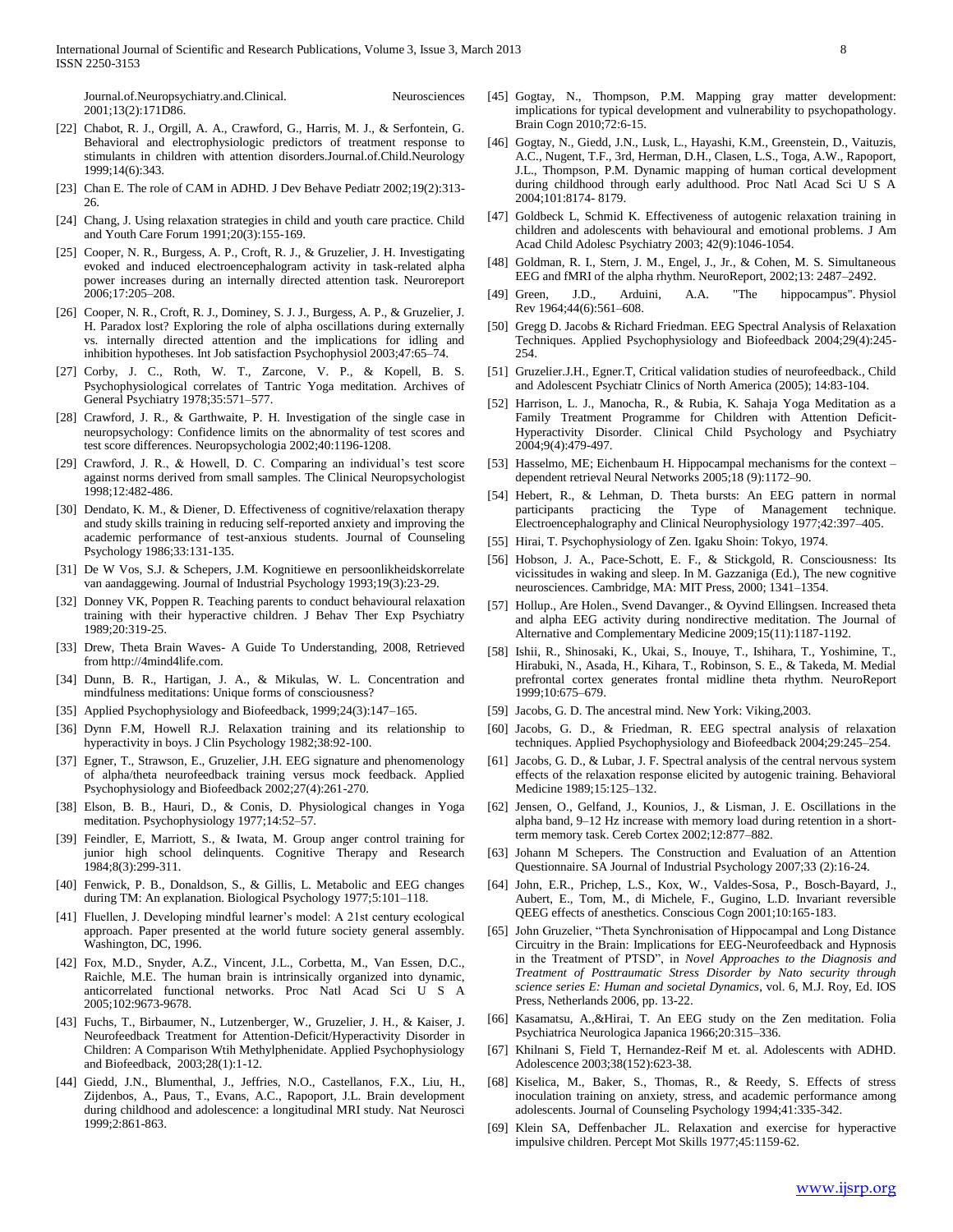Journal.of.Neuropsychiatry.and.Clinical. Neurosciences 2001;13(2):171D86.

[22] Chabot, R. J., Orgill, A. A., Crawford, G., Harris, M. J., & Serfontein, G. Behavioral and electrophysiologic predictors of treatment response to stimulants in children with attention disorders.Journal.of.Child.Neurology 1999;14(6):343.

[23] Chan E. The role of CAM in ADHD. J Dev Behave Pediatr 2002;19(2):313-26.

[24] Chang, J. Using relaxation strategies in child and youth care practice. Child and Youth Care Forum 1991;20(3):155-169.

[25] Cooper, N. R., Burgess, A. P., Croft, R. J., & Gruzelier, J. H. Investigating evoked and induced electroencephalogram activity in task-related alpha power increases during an internally directed attention task. Neuroreport 2006;17:205–208.

[26] Cooper, N. R., Croft, R. J., Dominey, S. J. J., Burgess, A. P., & Gruzelier, J. H. Paradox lost? Exploring the role of alpha oscillations during externally vs. internally directed attention and the implications for idling and inhibition hypotheses. Int Job satisfaction Psychophysiol 2003;47:65–74.

[27] Corby, J. C., Roth, W. T., Zarcone, V. P., & Kopell, B. S. Psychophysiological correlates of Tantric Yoga meditation. Archives of General Psychiatry 1978;35:571–577.

[28] Crawford, J. R., & Garthwaite, P. H. Investigation of the single case in neuropsychology: Confidence limits on the abnormality of test scores and test score differences. Neuropsychologia 2002;40:1196-1208.

[29] Crawford, J. R., & Howell, D. C. Comparing an individual's test score against norms derived from small samples. The Clinical Neuropsychologist 1998;12:482-486.

[30] Dendato, K. M., & Diener, D. Effectiveness of cognitive/relaxation therapy and study skills training in reducing self-reported anxiety and improving the academic performance of test-anxious students. Journal of Counseling Psychology 1986;33:131-135.

[31] De W Vos, S.J. & Schepers, J.M. Kognitiewe en persoonlikheidskorrelate van aandaggewing. Journal of Industrial Psychology 1993;19(3):23-29.

[32] Donney VK, Poppen R. Teaching parents to conduct behavioural relaxation training with their hyperactive children. J Behav Ther Exp Psychiatry 1989;20:319-25.

[33] Drew, Theta Brain Waves- A Guide To Understanding, 2008, Retrieved from http://4mind4life.com.

[34] Dunn, B. R., Hartigan, J. A., & Mikulas, W. L. Concentration and mindfulness meditations: Unique forms of consciousness?

[35] Applied Psychophysiology and Biofeedback, 1999;24(3):147–165.

[36] Dynn F.M, Howell R.J. Relaxation training and its relationship to hyperactivity in boys. J Clin Psychology 1982;38:92-100.

[37] Egner, T., Strawson, E., Gruzelier, J.H. EEG signature and phenomenology of alpha/theta neurofeedback training versus mock feedback. Applied Psychophysiology and Biofeedback 2002;27(4):261-270.

[38] Elson, B. B., Hauri, D., & Conis, D. Physiological changes in Yoga meditation. Psychophysiology 1977;14:52–57.

[39] Feindler, E, Marriott, S., & Iwata, M. Group anger control training for junior high school delinquents. Cognitive Therapy and Research 1984;8(3):299-311.

[40] Fenwick, P. B., Donaldson, S., & Gillis, L. Metabolic and EEG changes during TM: An explanation. Biological Psychology 1977;5:101–118.

[41] Fluellen, J. Developing mindful learner's model: A 21st century ecological approach. Paper presented at the world future society general assembly. Washington, DC, 1996.

[42] Fox, M.D., Snyder, A.Z., Vincent, J.L., Corbetta, M., Van Essen, D.C., Raichle, M.E. The human brain is intrinsically organized into dynamic, anticorrelated functional networks. Proc Natl Acad Sci U S A 2005;102:9673-9678.

[43] Fuchs, T., Birbaumer, N., Lutzenberger, W., Gruzelier, J. H., & Kaiser, J. Neurofeedback Treatment for Attention-Deficit/Hyperactivity Disorder in Children: A Comparison Wtih Methylphenidate. Applied Psychophysiology and Biofeedback, 2003;28(1):1-12.

[44] Giedd, J.N., Blumenthal, J., Jeffries, N.O., Castellanos, F.X., Liu, H., Zijdenbos, A., Paus, T., Evans, A.C., Rapoport, J.L. Brain development during childhood and adolescence: a longitudinal MRI study. Nat Neurosci 1999;2:861-863.

[45] Gogtay, N., Thompson, P.M. Mapping gray matter development: implications for typical development and vulnerability to psychopathology. Brain Cogn 2010;72:6-15.

[46] Gogtay, N., Giedd, J.N., Lusk, L., Hayashi, K.M., Greenstein, D., Vaituzis, A.C., Nugent, T.F., 3rd, Herman, D.H., Clasen, L.S., Toga, A.W., Rapoport, J.L., Thompson, P.M. Dynamic mapping of human cortical development during childhood through early adulthood. Proc Natl Acad Sci U S A 2004;101:8174- 8179.

[47] Goldbeck L, Schmid K. Effectiveness of autogenic relaxation training in children and adolescents with behavioural and emotional problems. J Am Acad Child Adolesc Psychiatry 2003; 42(9):1046-1054.

[48] Goldman, R. I., Stern, J. M., Engel, J., Jr., & Cohen, M. S. Simultaneous EEG and fMRI of the alpha rhythm. NeuroReport, 2002;13: 2487–2492.

[49] Green, J.D., Arduini, A.A. "The hippocampus". Physiol Rev 1964;44(6):561–608.

[50] Gregg D. Jacobs & Richard Friedman. EEG Spectral Analysis of Relaxation Techniques. Applied Psychophysiology and Biofeedback 2004;29(4):245-254.

[51] Gruzelier.J.H., Egner.T, Critical validation studies of neurofeedback., Child and Adolescent Psychiatr Clinics of North America (2005); 14:83-104.

[52] Harrison, L. J., Manocha, R., & Rubia, K. Sahaja Yoga Meditation as a Family Treatment Programme for Children with Attention Deficit-Hyperactivity Disorder. Clinical Child Psychology and Psychiatry 2004;9(4):479-497.

[53] Hasselmo, ME; Eichenbaum H. Hippocampal mechanisms for the context – dependent retrieval Neural Networks 2005;18 (9):1172–90.

[54] Hebert, R., & Lehman, D. Theta bursts: An EEG pattern in normal participants practicing the Type of Management technique. Electroencephalography and Clinical Neurophysiology 1977;42:397–405.

[55] Hirai, T. Psychophysiology of Zen. Igaku Shoin: Tokyo, 1974.

[56] Hobson, J. A., Pace-Schott, E. F., & Stickgold, R. Consciousness: Its vicissitudes in waking and sleep. In M. Gazzaniga (Ed.), The new cognitive neurosciences. Cambridge, MA: MIT Press, 2000; 1341–1354.

[57] Hollup., Are Holen., Svend Davanger., & Oyvind Ellingsen. Increased theta and alpha EEG activity during nondirective meditation. The Journal of Alternative and Complementary Medicine 2009;15(11):1187-1192.

[58] Ishii, R., Shinosaki, K., Ukai, S., Inouye, T., Ishihara, T., Yoshimine, T., Hirabuki, N., Asada, H., Kihara, T., Robinson, S. E., & Takeda, M. Medial prefrontal cortex generates frontal midline theta rhythm. NeuroReport 1999;10:675–679.

[59] Jacobs, G. D. The ancestral mind. New York: Viking,2003.

[60] Jacobs, G. D., & Friedman, R. EEG spectral analysis of relaxation techniques. Applied Psychophysiology and Biofeedback 2004;29:245–254.

[61] Jacobs, G. D., & Lubar, J. F. Spectral analysis of the central nervous system effects of the relaxation response elicited by autogenic training. Behavioral Medicine 1989;15:125–132.

[62] Jensen, O., Gelfand, J., Kounios, J., & Lisman, J. E. Oscillations in the alpha band, 9–12 Hz increase with memory load during retention in a short-term memory task. Cereb Cortex 2002;12:877–882.

[63] Johann M Schepers. The Construction and Evaluation of an Attention Questionnaire. SA Journal of Industrial Psychology 2007;33 (2):16-24.

[64] John, E.R., Prichep, L.S., Kox, W., Valdes-Sosa, P., Bosch-Bayard, J., Aubert, E., Tom, M., di Michele, F., Gugino, L.D. Invariant reversible QEEG effects of anesthetics. Conscious Cogn 2001;10:165-183.

[65] John Gruzelier, "Theta Synchronisation of Hippocampal and Long Distance Circuitry in the Brain: Implications for EEG-Neurofeedback and Hypnosis in the Treatment of PTSD", in *Novel Approaches to the Diagnosis and Treatment of Posttraumatic Stress Disorder by Nato security through science series E: Human and societal Dynamics*, vol. 6, M.J. Roy, Ed. IOS Press, Netherlands 2006, pp. 13-22.

[66] Kasamatsu, A.,&Hirai, T. An EEG study on the Zen meditation. Folia Psychiatrica Neurologica Japanica 1966;20:315–336.

[67] Khilnani S, Field T, Hernandez-Reif M et. al. Adolescents with ADHD. Adolescence 2003;38(152):623-38.

[68] Kiselica, M., Baker, S., Thomas, R., & Reedy, S. Effects of stress inoculation training on anxiety, stress, and academic performance among adolescents. Journal of Counseling Psychology 1994;41:335-342.

[69] Klein SA, Deffenbacher JL. Relaxation and exercise for hyperactive impulsive children. Percept Mot Skills 1977;45:1159-62.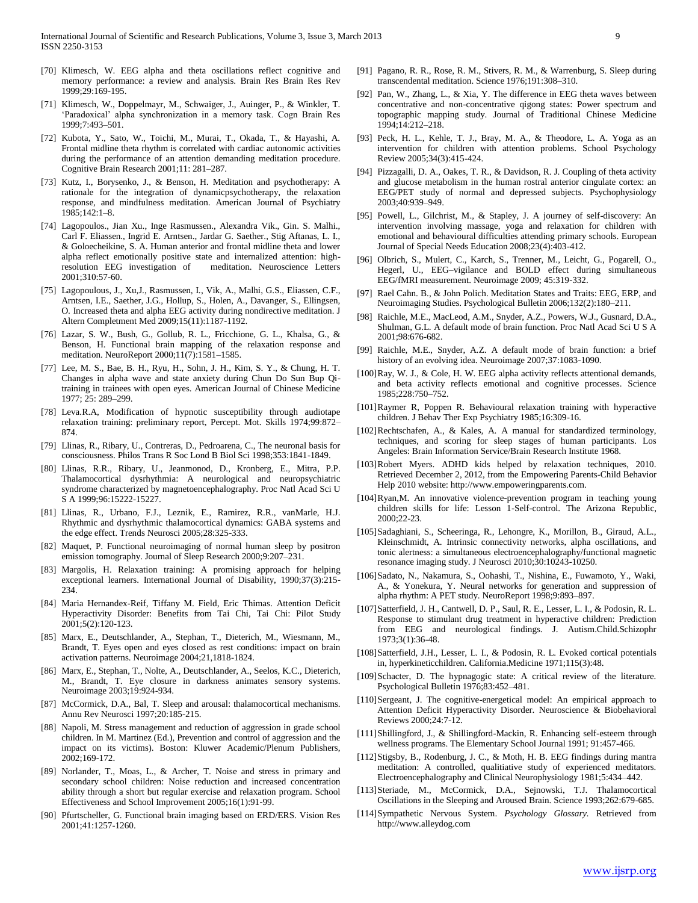[70] Klimesch, W. EEG alpha and theta oscillations reflect cognitive and memory performance: a review and analysis. Brain Res Brain Res Rev 1999;29:169-195.

[71] Klimesch, W., Doppelmayr, M., Schwaiger, J., Auinger, P., & Winkler, T. 'Paradoxical' alpha synchronization in a memory task. Cogn Brain Res 1999;7:493–501.

[72] Kubota, Y., Sato, W., Toichi, M., Murai, T., Okada, T., & Hayashi, A. Frontal midline theta rhythm is correlated with cardiac autonomic activities during the performance of an attention demanding meditation procedure. Cognitive Brain Research 2001;11: 281–287.

[73] Kutz, I., Borysenko, J., & Benson, H. Meditation and psychotherapy: A rationale for the integration of dynamicpsychotherapy, the relaxation response, and mindfulness meditation. American Journal of Psychiatry 1985;142:1–8.

[74] Lagopoulos., Jian Xu., Inge Rasmussen., Alexandra Vik., Gin. S. Malhi., Carl F. Eliassen., Ingrid E. Arntsen., Jardar G. Saether., Stig Aftanas, L. I., & Goloecheikine, S. A. Human anterior and frontal midline theta and lower alpha reflect emotionally positive state and internalized attention: high-resolution EEG investigation of meditation. Neuroscience Letters 2001;310:57-60.

[75] Lagopoulous, J., Xu,J., Rasmussen, I., Vik, A., Malhi, G.S., Eliassen, C.F., Arntsen, I.E., Saether, J.G., Hollup, S., Holen, A., Davanger, S., Ellingsen, O. Increased theta and alpha EEG activity during nondirective meditation. J Altern Completment Med 2009;15(11):1187-1192.

[76] Lazar, S. W., Bush, G., Gollub, R. L., Fricchione, G. L., Khalsa, G., & Benson, H. Functional brain mapping of the relaxation response and meditation. NeuroReport 2000;11(7):1581–1585.

[77] Lee, M. S., Bae, B. H., Ryu, H., Sohn, J. H., Kim, S. Y., & Chung, H. T. Changes in alpha wave and state anxiety during Chun Do Sun Bup Qi-training in trainees with open eyes. American Journal of Chinese Medicine 1977; 25: 289–299.

[78] Leva.R.A, Modification of hypnotic susceptibility through audiotape relaxation training: preliminary report, Percept. Mot. Skills 1974;99:872–874.

[79] Llinas, R., Ribary, U., Contreras, D., Pedroarena, C., The neuronal basis for consciousness. Philos Trans R Soc Lond B Biol Sci 1998;353:1841-1849.

[80] Llinas, R.R., Ribary, U., Jeanmonod, D., Kronberg, E., Mitra, P.P. Thalamocortical dysrhythmia: A neurological and neuropsychiatric syndrome characterized by magnetoencephalography. Proc Natl Acad Sci U S A 1999;96:15222-15227.

[81] Llinas, R., Urbano, F.J., Leznik, E., Ramirez, R.R., vanMarle, H.J. Rhythmic and dysrhythmic thalamocortical dynamics: GABA systems and the edge effect. Trends Neurosci 2005;28:325-333.

[82] Maquet, P. Functional neuroimaging of normal human sleep by positron emission tomography. Journal of Sleep Research 2000;9:207–231.

[83] Margolis, H. Relaxation training: A promising approach for helping exceptional learners. International Journal of Disability, 1990;37(3):215-234.

[84] Maria Hernandex-Reif, Tiffany M. Field, Eric Thimas. Attention Deficit Hyperactivity Disorder: Benefits from Tai Chi, Tai Chi: Pilot Study 2001;5(2):120-123.

[85] Marx, E., Deutschlander, A., Stephan, T., Dieterich, M., Wiesmann, M., Brandt, T. Eyes open and eyes closed as rest conditions: impact on brain activation patterns. Neuroimage 2004;21,1818-1824.

[86] Marx, E., Stephan, T., Nolte, A., Deutschlander, A., Seelos, K.C., Dieterich, M., Brandt, T. Eye closure in darkness animates sensory systems. Neuroimage 2003;19:924-934.

[87] McCormick, D.A., Bal, T. Sleep and arousal: thalamocortical mechanisms. Annu Rev Neurosci 1997;20:185-215.

[88] Napoli, M. Stress management and reduction of aggression in grade school children. In M. Martinez (Ed.), Prevention and control of aggression and the impact on its victims). Boston: Kluwer Academic/Plenum Publishers, 2002;169-172.

[89] Norlander, T., Moas, L., & Archer, T. Noise and stress in primary and secondary school children: Noise reduction and increased concentration ability through a short but regular exercise and relaxation program. School Effectiveness and School Improvement 2005;16(1):91-99.

[90] Pfurtscheller, G. Functional brain imaging based on ERD/ERS. Vision Res 2001;41:1257-1260.

[91] Pagano, R. R., Rose, R. M., Stivers, R. M., & Warrenburg, S. Sleep during transcendental meditation. Science 1976;191:308–310.

[92] Pan, W., Zhang, L., & Xia, Y. The difference in EEG theta waves between concentrative and non-concentrative qigong states: Power spectrum and topographic mapping study. Journal of Traditional Chinese Medicine 1994;14:212–218.

[93] Peck, H. L., Kehle, T. J., Bray, M. A., & Theodore, L. A. Yoga as an intervention for children with attention problems. School Psychology Review 2005;34(3):415-424.

[94] Pizzagalli, D. A., Oakes, T. R., & Davidson, R. J. Coupling of theta activity and glucose metabolism in the human rostral anterior cingulate cortex: an EEG/PET study of normal and depressed subjects. Psychophysiology 2003;40:939–949.

[95] Powell, L., Gilchrist, M., & Stapley, J. A journey of self-discovery: An intervention involving massage, yoga and relaxation for children with emotional and behavioural difficulties attending primary schools. European Journal of Special Needs Education 2008;23(4):403-412.

[96] Olbrich, S., Mulert, C., Karch, S., Trenner, M., Leicht, G., Pogarell, O., Hegerl, U., EEG–vigilance and BOLD effect during simultaneous EEG/fMRI measurement. Neuroimage 2009; 45:319-332.

[97] Rael Cahn. B., & John Polich. Meditation States and Traits: EEG, ERP, and Neuroimaging Studies. Psychological Bulletin 2006;132(2):180–211.

[98] Raichle, M.E., MacLeod, A.M., Snyder, A.Z., Powers, W.J., Gusnard, D.A., Shulman, G.L. A default mode of brain function. Proc Natl Acad Sci U S A 2001;98:676-682.

[99] Raichle, M.E., Snyder, A.Z. A default mode of brain function: a brief history of an evolving idea. Neuroimage 2007;37:1083-1090.

[100] Ray, W. J., & Cole, H. W. EEG alpha activity reflects attentional demands, and beta activity reflects emotional and cognitive processes. Science 1985;228:750–752.

[101] Raymer R, Poppen R. Behavioural relaxation training with hyperactive children. J Behav Ther Exp Psychiatry 1985;16:309-16.

[102] Rechtschafen, A., & Kales, A. A manual for standardized terminology, techniques, and scoring for sleep stages of human participants. Los Angeles: Brain Information Service/Brain Research Institute 1968.

[103] Robert Myers. ADHD kids helped by relaxation techniques, 2010. Retrieved December 2, 2012, from the Empowering Parents-Child Behavior Help 2010 website: http://www.empoweringparents.com.

[104] Ryan,M. An innovative violence-prevention program in teaching young children skills for life: Lesson 1-Self-control. The Arizona Republic, 2000;22-23.

[105] Sadaghiani, S., Scheeringa, R., Lehongre, K., Morillon, B., Giraud, A.L., Kleinschmidt, A. Intrinsic connectivity networks, alpha oscillations, and tonic alertness: a simultaneous electroencephalography/functional magnetic resonance imaging study. J Neurosci 2010;30:10243-10250.

[106] Sadato, N., Nakamura, S., Oohashi, T., Nishina, E., Fuwamoto, Y., Waki, A., & Yonekura, Y. Neural networks for generation and suppression of alpha rhythm: A PET study. NeuroReport 1998;9:893–897.

[107] Satterfield, J. H., Cantwell, D. P., Saul, R. E., Lesser, L. I., & Podosin, R. L. Response to stimulant drug treatment in hyperactive children: Prediction from EEG and neurological findings. J. Autism.Child.Schizophr 1973;3(1):36-48.

[108] Satterfield, J.H., Lesser, L. I., & Podosin, R. L. Evoked cortical potentials in, hyperkineticchildren. California.Medicine 1971;115(3):48.

[109] Schacter, D. The hypnagogic state: A critical review of the literature. Psychological Bulletin 1976;83:452–481.

[110] Sergeant, J. The cognitive-energetical model: An empirical approach to Attention Deficit Hyperactivity Disorder. Neuroscience & Biobehavioral Reviews 2000;24:7-12.

[111] Shillingford, J., & Shillingford-Mackin, R. Enhancing self-esteem through wellness programs. The Elementary School Journal 1991; 91:457-466.

[112] Stigsby, B., Rodenburg, J. C., & Moth, H. B. EEG findings during mantra meditation: A controlled, qualitiative study of experienced meditators. Electroencephalography and Clinical Neurophysiology 1981;5:434–442.

[113] Steriade, M., McCormick, D.A., Sejnowski, T.J. Thalamocortical Oscillations in the Sleeping and Aroused Brain. Science 1993;262:679-685.

[114] Sympathetic Nervous System. *Psychology Glossary*. Retrieved from http://www.alleydog.com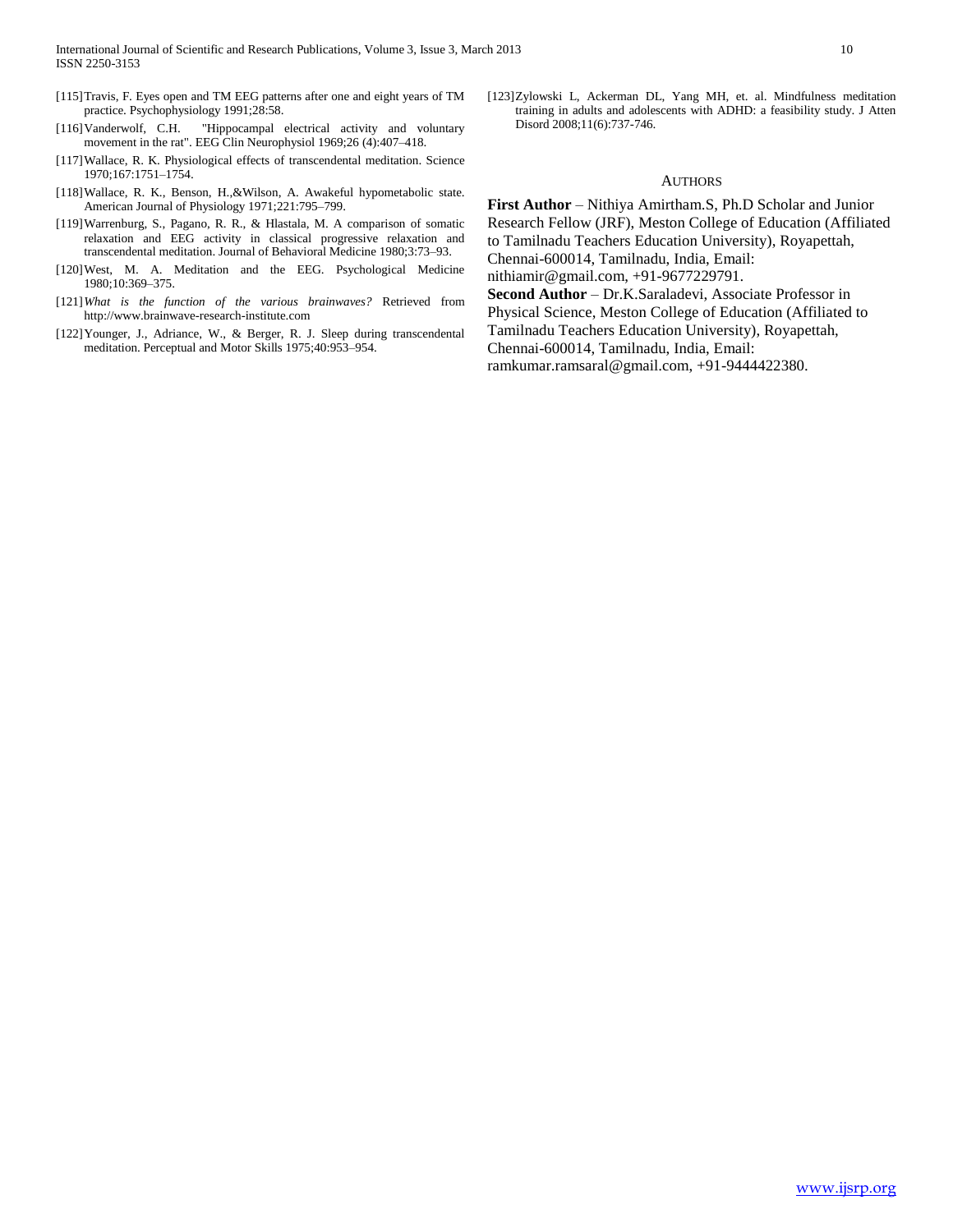[115] Travis, F. Eyes open and TM EEG patterns after one and eight years of TM practice. Psychophysiology 1991;28:58.

[116] Vanderwolf, C.H. "Hippocampal electrical activity and voluntary movement in the rat". EEG Clin Neurophysiol 1969;26 (4):407–418.

[117] Wallace, R. K. Physiological effects of transcendental meditation. Science 1970;167:1751–1754.

[118] Wallace, R. K., Benson, H.,&Wilson, A. Awakeful hypometabolic state. American Journal of Physiology 1971;221:795–799.

[119] Warrenburg, S., Pagano, R. R., & Hlastala, M. A comparison of somatic relaxation and EEG activity in classical progressive relaxation and transcendental meditation. Journal of Behavioral Medicine 1980;3:73–93.

[120] West, M. A. Meditation and the EEG. Psychological Medicine 1980;10:369–375.

[121] *What is the function of the various brainwaves?* Retrieved from http://www.brainwave-research-institute.com

[122] Younger, J., Adriance, W., & Berger, R. J. Sleep during transcendental meditation. Perceptual and Motor Skills 1975;40:953–954.

[123] Zylowski L, Ackerman DL, Yang MH, et. al. Mindfulness meditation training in adults and adolescents with ADHD: a feasibility study. J Atten Disord 2008;11(6):737-746.

## Authors

**First Author** – Nithiya Amirtham.S, Ph.D Scholar and Junior Research Fellow (JRF), Meston College of Education (Affiliated to Tamilnadu Teachers Education University), Royapettah, Chennai-600014, Tamilnadu, India, Email: nithiamir@gmail.com, +91-9677229791.

**Second Author** – Dr.K.Saraladevi, Associate Professor in Physical Science, Meston College of Education (Affiliated to Tamilnadu Teachers Education University), Royapettah, Chennai-600014, Tamilnadu, India, Email: ramkumar.ramsaral@gmail.com, +91-9444422380.